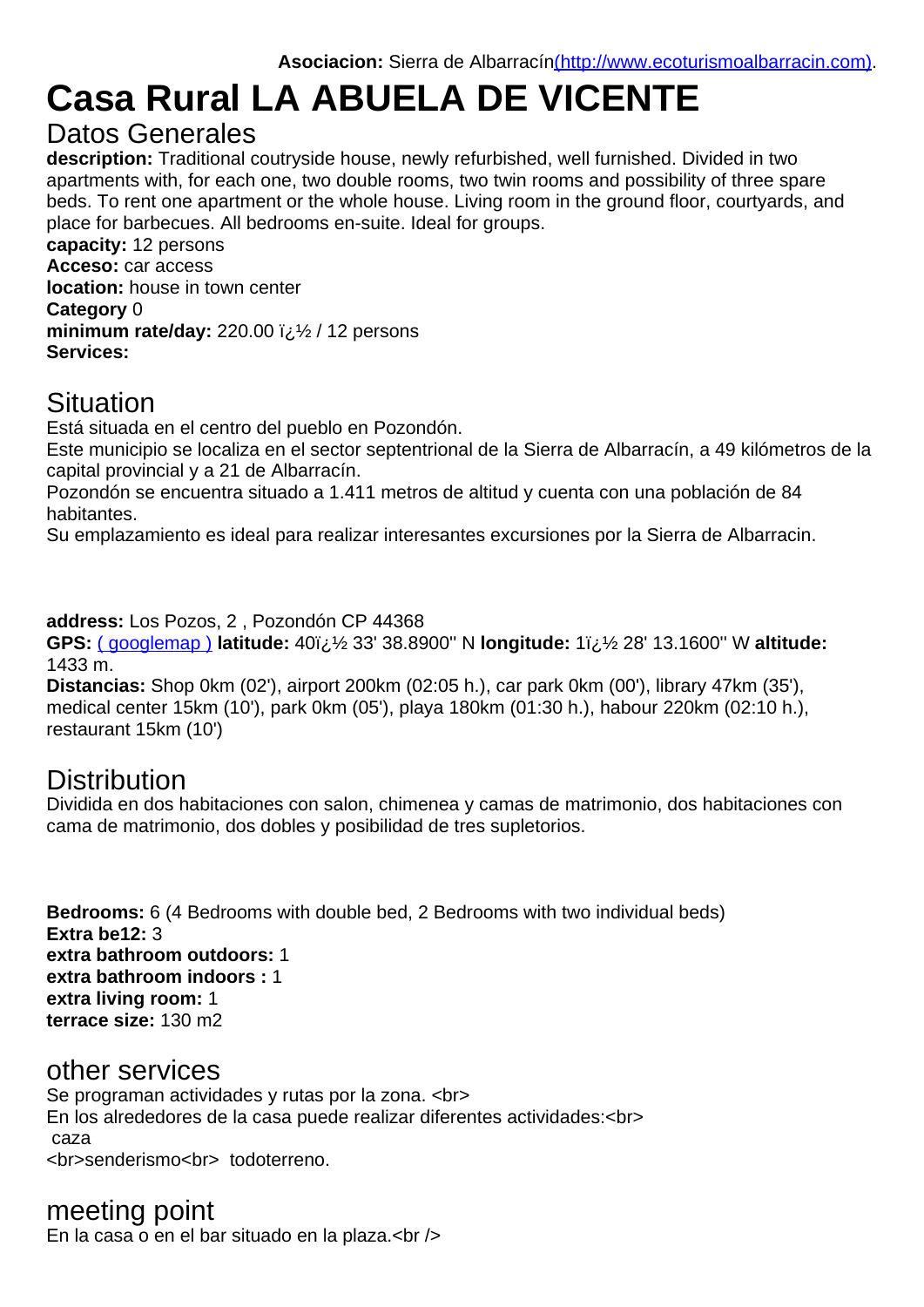**Asociacion:** Sierra de Albarracín(http://www.ecoturismoalbarracin.com).

# Casa Rural LA ABUELA DE VICENTE

## Datos Generales

**description:** Traditional coutryside house, newly refurbished, well furnished. Divided in two apartments with, for each one, two double rooms, two twin rooms and possibility of three spare beds. To rent one apartment or the whole house. Living room in the ground floor, courtyards, and place for barbecues. All bedrooms en-suite. Ideal for groups.
**capacity:** 12 persons
**Acceso:** car access
**location:** house in town center
**Category** 0
**minimum rate/day:** 220.00 ï¿½ / 12 persons
**Services:**

## Situation

Está situada en el centro del pueblo en Pozondón.
Este municipio se localiza en el sector septentrional de la Sierra de Albarracín, a 49 kilómetros de la capital provincial y a 21 de Albarracín.
Pozondón se encuentra situado a 1.411 metros de altitud y cuenta con una población de 84 habitantes.
Su emplazamiento es ideal para realizar interesantes excursiones por la Sierra de Albarracin.

**address:** Los Pozos, 2 , Pozondón CP 44368
**GPS:** ( googlemap ) **latitude:** 40ï¿½ 33' 38.8900'' N **longitude:** 1ï¿½ 28' 13.1600'' W **altitude:** 1433 m.
**Distancias:** Shop 0km (02'), airport 200km (02:05 h.), car park 0km (00'), library 47km (35'), medical center 15km (10'), park 0km (05'), playa 180km (01:30 h.), habour 220km (02:10 h.), restaurant 15km (10')

## Distribution

Dividida en dos habitaciones con salon, chimenea y camas de matrimonio, dos habitaciones con cama de matrimonio, dos dobles y posibilidad de tres supletorios.

**Bedrooms:** 6 (4 Bedrooms with double bed, 2 Bedrooms with two individual beds)
**Extra be12:** 3
**extra bathroom outdoors:** 1
**extra bathroom indoors :** 1
**extra living room:** 1
**terrace size:** 130 m2

## other services

Se programan actividades y rutas por la zona. <br>
En los alrededores de la casa puede realizar diferentes actividades:<br>
caza
<br>senderismo<br> todoterreno.

## meeting point

En la casa o en el bar situado en la plaza.<br />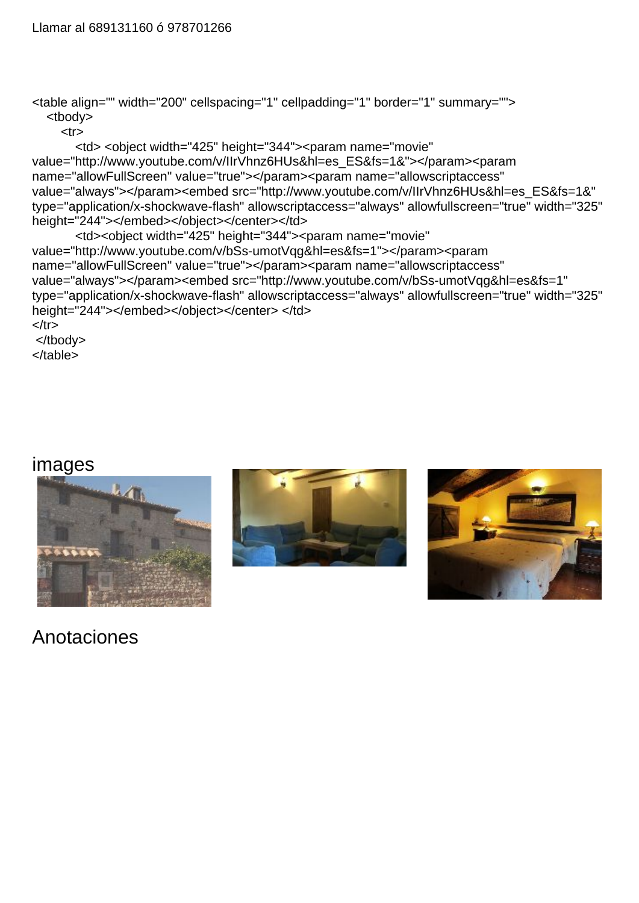Llamar al 689131160 ó 978701266

```
<table align="" width="200" cellspacing="1" cellpadding="1" border="1" summary="">
   <tbody>
      <tr>
         <td> <object width="425" height="344"><param name="movie"
value="http://www.youtube.com/v/IIrVhnz6HUs&hl=es_ES&fs=1&"></param><param
name="allowFullScreen" value="true"></param><param name="allowscriptaccess"
value="always"></param><embed src="http://www.youtube.com/v/IIrVhnz6HUs&hl=es_ES&fs=1&"
type="application/x-shockwave-flash" allowscriptaccess="always" allowfullscreen="true" width="325"
height="244"></embed></object></center></td>
         <td><object width="425" height="344"><param name="movie"
value="http://www.youtube.com/v/bSs-umotVqg&hl=es&fs=1"></param><param
name="allowFullScreen" value="true"></param><param name="allowscriptaccess"
value="always"></param><embed src="http://www.youtube.com/v/bSs-umotVqg&hl=es&fs=1"
type="application/x-shockwave-flash" allowscriptaccess="always" allowfullscreen="true" width="325"
height="244"></embed></object></center> </td>
</tr>
 </tbody>
</table>
```

## images

## Anotaciones